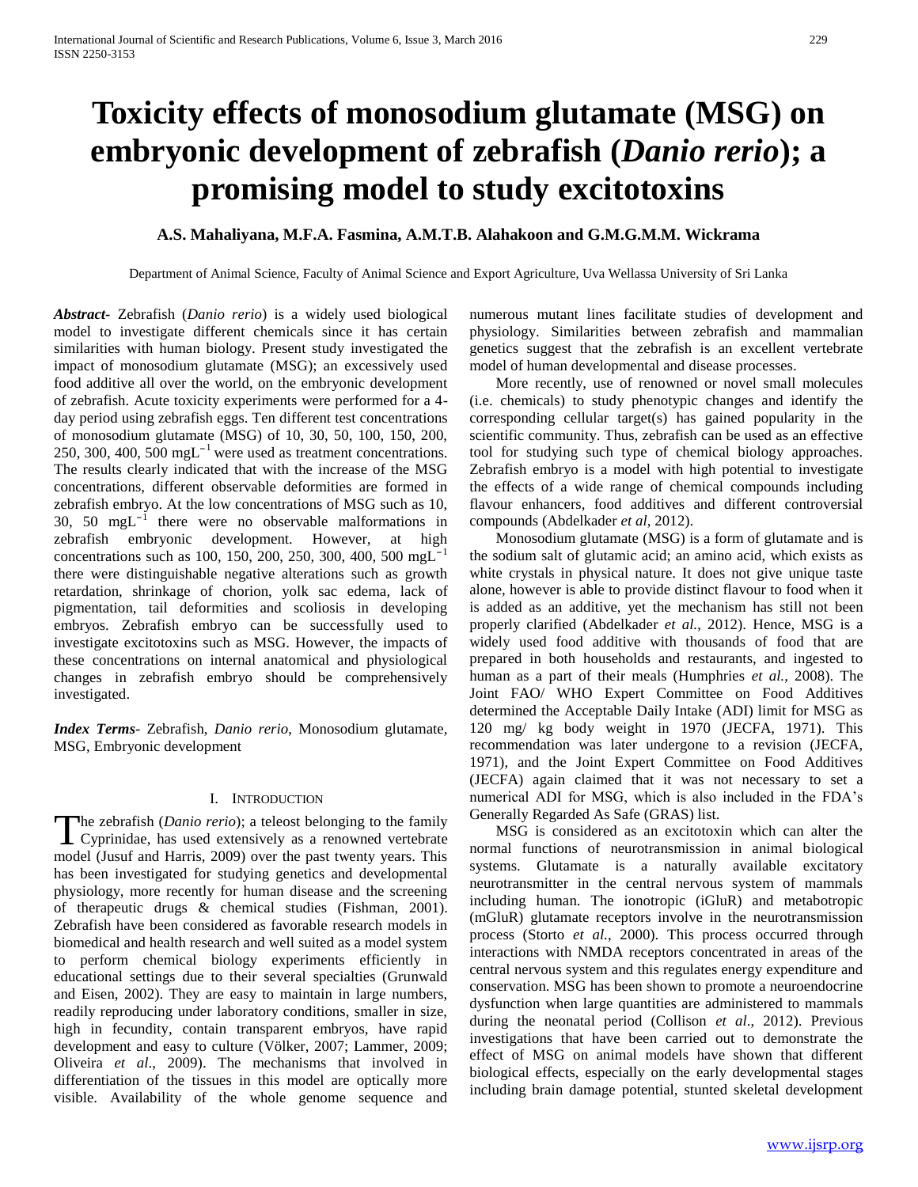# Toxicity effects of monosodium glutamate (MSG) on embryonic development of zebrafish (*Danio rerio*); a promising model to study excitotoxins

**A.S. Mahaliyana, M.F.A. Fasmina, A.M.T.B. Alahakoon and G.M.G.M.M. Wickrama**

Department of Animal Science, Faculty of Animal Science and Export Agriculture, Uva Wellassa University of Sri Lanka

***Abstract*****-** Zebrafish (*Danio rerio*) is a widely used biological model to investigate different chemicals since it has certain similarities with human biology. Present study investigated the impact of monosodium glutamate (MSG); an excessively used food additive all over the world, on the embryonic development of zebrafish. Acute toxicity experiments were performed for a 4-day period using zebrafish eggs. Ten different test concentrations of monosodium glutamate (MSG) of 10, 30, 50, 100, 150, 200, 250, 300, 400, 500 $mgL^{-1}$ were used as treatment concentrations. The results clearly indicated that with the increase of the MSG concentrations, different observable deformities are formed in zebrafish embryo. At the low concentrations of MSG such as 10, 30, 50 $mgL^{-1}$ there were no observable malformations in zebrafish embryonic development. However, at high concentrations such as 100, 150, 200, 250, 300, 400, 500 $mgL^{-1}$ there were distinguishable negative alterations such as growth retardation, shrinkage of chorion, yolk sac edema, lack of pigmentation, tail deformities and scoliosis in developing embryos. Zebrafish embryo can be successfully used to investigate excitotoxins such as MSG. However, the impacts of these concentrations on internal anatomical and physiological changes in zebrafish embryo should be comprehensively investigated.

***Index Terms*****-** Zebrafish, *Danio rerio*, Monosodium glutamate, MSG, Embryonic development

## I. Introduction

The zebrafish (*Danio rerio*); a teleost belonging to the family Cyprinidae, has used extensively as a renowned vertebrate model (Jusuf and Harris, 2009) over the past twenty years. This has been investigated for studying genetics and developmental physiology, more recently for human disease and the screening of therapeutic drugs & chemical studies (Fishman, 2001). Zebrafish have been considered as favorable research models in biomedical and health research and well suited as a model system to perform chemical biology experiments efficiently in educational settings due to their several specialties (Grunwald and Eisen, 2002). They are easy to maintain in large numbers, readily reproducing under laboratory conditions, smaller in size, high in fecundity, contain transparent embryos, have rapid development and easy to culture (Völker, 2007; Lammer, 2009; Oliveira *et al*., 2009). The mechanisms that involved in differentiation of the tissues in this model are optically more visible. Availability of the whole genome sequence and numerous mutant lines facilitate studies of development and physiology. Similarities between zebrafish and mammalian genetics suggest that the zebrafish is an excellent vertebrate model of human developmental and disease processes.

More recently, use of renowned or novel small molecules (i.e. chemicals) to study phenotypic changes and identify the corresponding cellular target(s) has gained popularity in the scientific community. Thus, zebrafish can be used as an effective tool for studying such type of chemical biology approaches. Zebrafish embryo is a model with high potential to investigate the effects of a wide range of chemical compounds including flavour enhancers, food additives and different controversial compounds (Abdelkader *et al*, 2012).

Monosodium glutamate (MSG) is a form of glutamate and is the sodium salt of glutamic acid; an amino acid, which exists as white crystals in physical nature. It does not give unique taste alone, however is able to provide distinct flavour to food when it is added as an additive, yet the mechanism has still not been properly clarified (Abdelkader *et al.*, 2012). Hence, MSG is a widely used food additive with thousands of food that are prepared in both households and restaurants, and ingested to human as a part of their meals (Humphries *et al.*, 2008). The Joint FAO/ WHO Expert Committee on Food Additives determined the Acceptable Daily Intake (ADI) limit for MSG as 120 mg/ kg body weight in 1970 (JECFA, 1971). This recommendation was later undergone to a revision (JECFA, 1971), and the Joint Expert Committee on Food Additives (JECFA) again claimed that it was not necessary to set a numerical ADI for MSG, which is also included in the FDA's Generally Regarded As Safe (GRAS) list.

MSG is considered as an excitotoxin which can alter the normal functions of neurotransmission in animal biological systems. Glutamate is a naturally available excitatory neurotransmitter in the central nervous system of mammals including human. The ionotropic (iGluR) and metabotropic (mGluR) glutamate receptors involve in the neurotransmission process (Storto *et al.*, 2000). This process occurred through interactions with NMDA receptors concentrated in areas of the central nervous system and this regulates energy expenditure and conservation. MSG has been shown to promote a neuroendocrine dysfunction when large quantities are administered to mammals during the neonatal period (Collison *et al*., 2012). Previous investigations that have been carried out to demonstrate the effect of MSG on animal models have shown that different biological effects, especially on the early developmental stages including brain damage potential, stunted skeletal development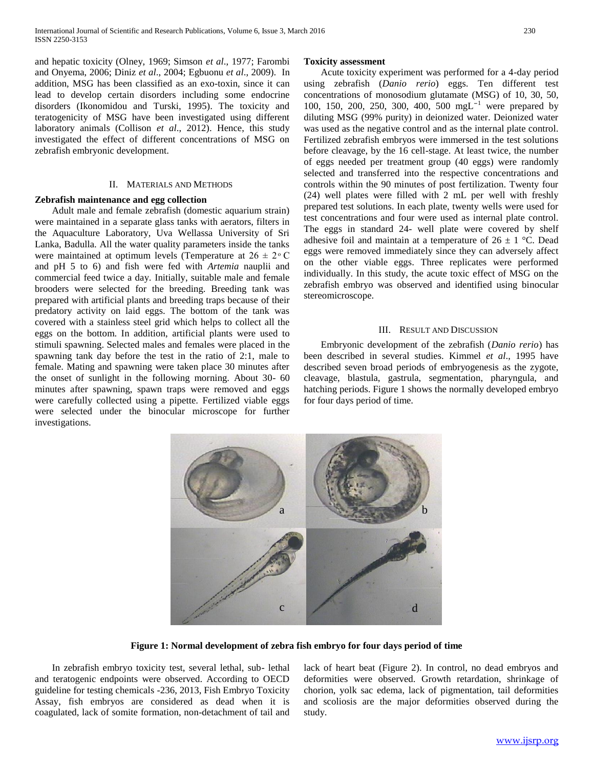and hepatic toxicity (Olney, 1969; Simson *et al*., 1977; Farombi and Onyema, 2006; Diniz *et al*., 2004; Egbuonu *et al*., 2009). In addition, MSG has been classified as an exo-toxin, since it can lead to develop certain disorders including some endocrine disorders (Ikonomidou and Turski, 1995). The toxicity and teratogenicity of MSG have been investigated using different laboratory animals (Collison *et al*., 2012). Hence, this study investigated the effect of different concentrations of MSG on zebrafish embryonic development.

## II. Materials and Methods

### Zebrafish maintenance and egg collection

Adult male and female zebrafish (domestic aquarium strain) were maintained in a separate glass tanks with aerators, filters in the Aquaculture Laboratory, Uva Wellassa University of Sri Lanka, Badulla. All the water quality parameters inside the tanks were maintained at optimum levels (Temperature at $26 \pm 2^{\circ}$ C and pH 5 to 6) and fish were fed with *Artemia* nauplii and commercial feed twice a day. Initially, suitable male and female brooders were selected for the breeding. Breeding tank was prepared with artificial plants and breeding traps because of their predatory activity on laid eggs. The bottom of the tank was covered with a stainless steel grid which helps to collect all the eggs on the bottom. In addition, artificial plants were used to stimuli spawning. Selected males and females were placed in the spawning tank day before the test in the ratio of 2:1, male to female. Mating and spawning were taken place 30 minutes after the onset of sunlight in the following morning. About 30- 60 minutes after spawning, spawn traps were removed and eggs were carefully collected using a pipette. Fertilized viable eggs were selected under the binocular microscope for further investigations.

### Toxicity assessment

Acute toxicity experiment was performed for a 4-day period using zebrafish (*Danio rerio*) eggs. Ten different test concentrations of monosodium glutamate (MSG) of 10, 30, 50, 100, 150, 200, 250, 300, 400, 500 $mgL^{-1}$ were prepared by diluting MSG (99% purity) in deionized water. Deionized water was used as the negative control and as the internal plate control. Fertilized zebrafish embryos were immersed in the test solutions before cleavage, by the 16 cell-stage. At least twice, the number of eggs needed per treatment group (40 eggs) were randomly selected and transferred into the respective concentrations and controls within the 90 minutes of post fertilization. Twenty four (24) well plates were filled with 2 mL per well with freshly prepared test solutions. In each plate, twenty wells were used for test concentrations and four were used as internal plate control. The eggs in standard 24- well plate were covered by shelf adhesive foil and maintain at a temperature of $26 \pm 1$ °C. Dead eggs were removed immediately since they can adversely affect on the other viable eggs. Three replicates were performed individually. In this study, the acute toxic effect of MSG on the zebrafish embryo was observed and identified using binocular stereomicroscope.

## III. Result and Discussion

Embryonic development of the zebrafish (*Danio rerio*) has been described in several studies. Kimmel *et al*., 1995 have described seven broad periods of embryogenesis as the zygote, cleavage, blastula, gastrula, segmentation, pharyngula, and hatching periods. Figure 1 shows the normally developed embryo for four days period of time.

**Figure 1: Normal development of zebra fish embryo for four days period of time**

In zebrafish embryo toxicity test, several lethal, sub- lethal and teratogenic endpoints were observed. According to OECD guideline for testing chemicals -236, 2013, Fish Embryo Toxicity Assay, fish embryos are considered as dead when it is coagulated, lack of somite formation, non-detachment of tail and lack of heart beat (Figure 2). In control, no dead embryos and deformities were observed. Growth retardation, shrinkage of chorion, yolk sac edema, lack of pigmentation, tail deformities and scoliosis are the major deformities observed during the study.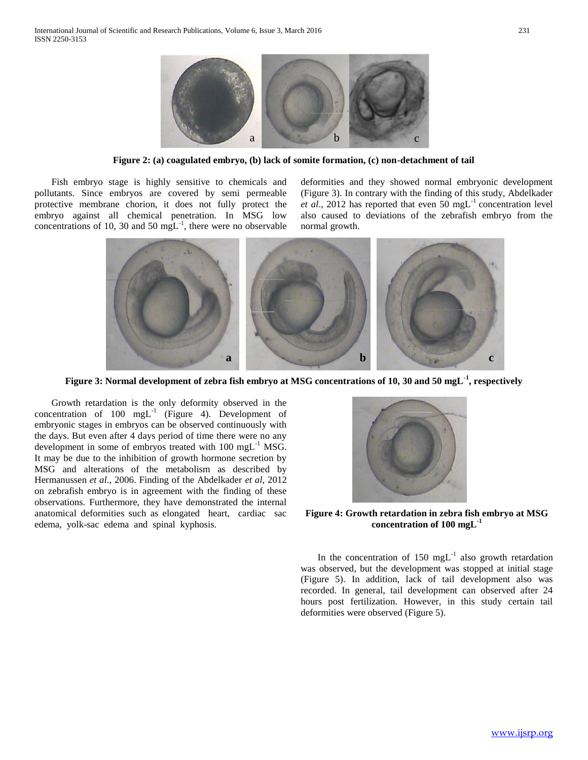**Figure 2: (a) coagulated embryo, (b) lack of somite formation, (c) non-detachment of tail**

Fish embryo stage is highly sensitive to chemicals and pollutants. Since embryos are covered by semi permeable protective membrane chorion, it does not fully protect the embryo against all chemical penetration. In MSG low concentrations of 10, 30 and 50 $mgL^{-1}$, there were no observable deformities and they showed normal embryonic development (Figure 3). In contrary with the finding of this study, Abdelkader *et al*., 2012 has reported that even 50 $mgL^{-1}$ concentration level also caused to deviations of the zebrafish embryo from the normal growth.

**Figure 3: Normal development of zebra fish embryo at MSG concentrations of 10, 30 and 50 $mgL^{-1}$, respectively**

Growth retardation is the only deformity observed in the concentration of 100 $mgL^{-1}$ (Figure 4). Development of embryonic stages in embryos can be observed continuously with the days. But even after 4 days period of time there were no any development in some of embryos treated with 100 $mgL^{-1}$ MSG. It may be due to the inhibition of growth hormone secretion by MSG and alterations of the metabolism as described by Hermanussen *et al*., 2006. Finding of the Abdelkader *et al*, 2012 on zebrafish embryo is in agreement with the finding of these observations. Furthermore, they have demonstrated the internal anatomical deformities such as elongated heart, cardiac sac edema, yolk-sac edema and spinal kyphosis.

**Figure 4: Growth retardation in zebra fish embryo at MSG concentration of 100 $mgL^{-1}$**

In the concentration of 150 $mgL^{-1}$ also growth retardation was observed, but the development was stopped at initial stage (Figure 5). In addition, lack of tail development also was recorded. In general, tail development can observed after 24 hours post fertilization. However, in this study certain tail deformities were observed (Figure 5).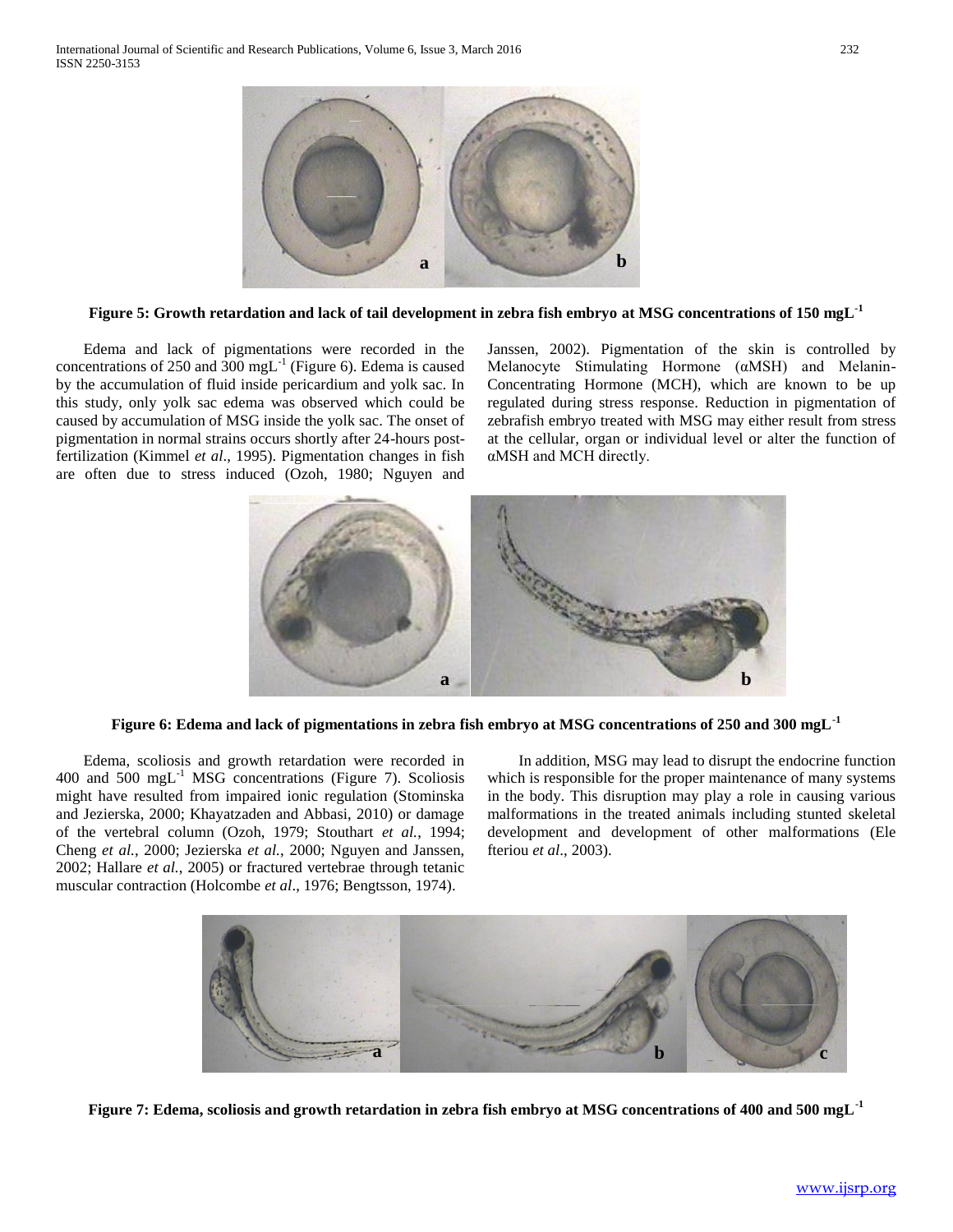**Figure 5: Growth retardation and lack of tail development in zebra fish embryo at MSG concentrations of 150 mgL$^{-1}$**

Edema and lack of pigmentations were recorded in the concentrations of 250 and 300 mgL$^{-1}$ (Figure 6). Edema is caused by the accumulation of fluid inside pericardium and yolk sac. In this study, only yolk sac edema was observed which could be caused by accumulation of MSG inside the yolk sac. The onset of pigmentation in normal strains occurs shortly after 24-hours post-fertilization (Kimmel *et al*., 1995). Pigmentation changes in fish are often due to stress induced (Ozoh, 1980; Nguyen and Janssen, 2002). Pigmentation of the skin is controlled by Melanocyte Stimulating Hormone (αMSH) and Melanin-Concentrating Hormone (MCH), which are known to be up regulated during stress response. Reduction in pigmentation of zebrafish embryo treated with MSG may either result from stress at the cellular, organ or individual level or alter the function of αMSH and MCH directly.

**Figure 6: Edema and lack of pigmentations in zebra fish embryo at MSG concentrations of 250 and 300 mgL$^{-1}$**

Edema, scoliosis and growth retardation were recorded in 400 and 500 mgL$^{-1}$ MSG concentrations (Figure 7). Scoliosis might have resulted from impaired ionic regulation (Stominska and Jezierska, 2000; Khayatzaden and Abbasi, 2010) or damage of the vertebral column (Ozoh, 1979; Stouthart *et al.*, 1994; Cheng *et al.*, 2000; Jezierska *et al.*, 2000; Nguyen and Janssen, 2002; Hallare *et al.*, 2005) or fractured vertebrae through tetanic muscular contraction (Holcombe *et al*., 1976; Bengtsson, 1974).

In addition, MSG may lead to disrupt the endocrine function which is responsible for the proper maintenance of many systems in the body. This disruption may play a role in causing various malformations in the treated animals including stunted skeletal development and development of other malformations (Ele fteriou *et al*., 2003).

**Figure 7: Edema, scoliosis and growth retardation in zebra fish embryo at MSG concentrations of 400 and 500 mgL$^{-1}$**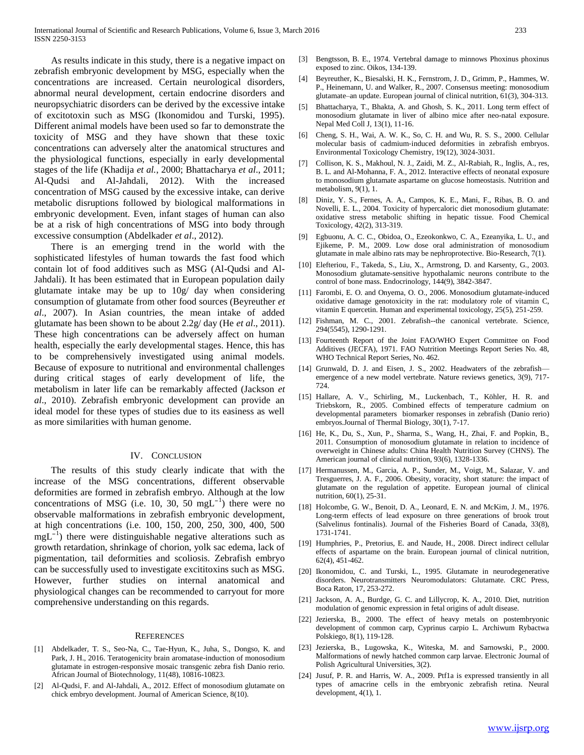As results indicate in this study, there is a negative impact on zebrafish embryonic development by MSG, especially when the concentrations are increased. Certain neurological disorders, abnormal neural development, certain endocrine disorders and neuropsychiatric disorders can be derived by the excessive intake of excitotoxin such as MSG (Ikonomidou and Turski, 1995). Different animal models have been used so far to demonstrate the toxicity of MSG and they have shown that these toxic concentrations can adversely alter the anatomical structures and the physiological functions, especially in early developmental stages of the life (Khadija *et al.*, 2000; Bhattacharya *et al*., 2011; Al-Qudsi and Al-Jahdali, 2012). With the increased concentration of MSG caused by the excessive intake, can derive metabolic disruptions followed by biological malformations in embryonic development. Even, infant stages of human can also be at a risk of high concentrations of MSG into body through excessive consumption (Abdelkader *et al*., 2012).

There is an emerging trend in the world with the sophisticated lifestyles of human towards the fast food which contain lot of food additives such as MSG (Al-Qudsi and Al-Jahdali). It has been estimated that in European population daily glutamate intake may be up to 10g/ day when considering consumption of glutamate from other food sources (Beyreuther *et al*., 2007). In Asian countries, the mean intake of added glutamate has been shown to be about 2.2g/ day (He *et al*., 2011). These high concentrations can be adversely affect on human health, especially the early developmental stages. Hence, this has to be comprehensively investigated using animal models. Because of exposure to nutritional and environmental challenges during critical stages of early development of life, the metabolism in later life can be remarkably affected (Jackson *et al*., 2010). Zebrafish embryonic development can provide an ideal model for these types of studies due to its easiness as well as more similarities with human genome.

## IV. Conclusion

The results of this study clearly indicate that with the increase of the MSG concentrations, different observable deformities are formed in zebrafish embryo. Although at the low concentrations of MSG (i.e. 10, 30, 50 $mgL^{-1}$) there were no observable malformations in zebrafish embryonic development, at high concentrations (i.e. 100, 150, 200, 250, 300, 400, 500 $mgL^{-1}$) there were distinguishable negative alterations such as growth retardation, shrinkage of chorion, yolk sac edema, lack of pigmentation, tail deformities and scoliosis. Zebrafish embryo can be successfully used to investigate excititoxins such as MSG. However, further studies on internal anatomical and physiological changes can be recommended to carryout for more comprehensive understanding on this regards.

## References

[1] Abdelkader, T. S., Seo-Na, C., Tae-Hyun, K., Juha, S., Dongso, K. and Park, J. H., 2016. Teratogenicity brain aromatase-induction of monosodium glutamate in estrogen-responsive mosaic transgenic zebra fish Danio rerio. African Journal of Biotechnology, 11(48), 10816-10823.

[2] Al-Qudsi, F. and Al-Jahdali, A., 2012. Effect of monosodium glutamate on chick embryo development. Journal of American Science, 8(10).

[3] Bengtsson, B. E., 1974. Vertebral damage to minnows Phoxinus phoxinus exposed to zinc. Oikos, 134-139.

[4] Beyreuther, K., Biesalski, H. K., Fernstrom, J. D., Grimm, P., Hammes, W. P., Heinemann, U. and Walker, R., 2007. Consensus meeting: monosodium glutamate–an update. European journal of clinical nutrition, 61(3), 304-313.

[5] Bhattacharya, T., Bhakta, A. and Ghosh, S. K., 2011. Long term effect of monosodium glutamate in liver of albino mice after neo-natal exposure. Nepal Med Coll J, 13(1), 11-16.

[6] Cheng, S. H., Wai, A. W. K., So, C. H. and Wu, R. S. S., 2000. Cellular molecular basis of cadmium-induced deformities in zebrafish embryos. Environmental Toxicology Chemistry, 19(12), 3024-3031.

[7] Collison, K. S., Makhoul, N. J., Zaidi, M. Z., Al-Rabiah, R., Inglis, A., res, B. L. and Al-Mohanna, F. A., 2012. Interactive effects of neonatal exposure to monosodium glutamate aspartame on glucose homeostasis. Nutrition and metabolism, 9(1), 1.

[8] Diniz, Y. S., Fernes, A. A., Campos, K. E., Mani, F., Ribas, B. O. and Novelli, E. L., 2004. Toxicity of hypercaloric diet monosodium glutamate: oxidative stress metabolic shifting in hepatic tissue. Food Chemical Toxicology, 42(2), 313-319.

[9] Egbuonu, A. C. C., Obidoa, O., Ezeokonkwo, C. A., Ezeanyika, L. U., and Ejikeme, P. M., 2009. Low dose oral administration of monosodium glutamate in male albino rats may be nephroprotective. Bio-Research, 7(1).

[10] Elefteriou, F., Takeda, S., Liu, X., Armstrong, D. and Karsenty, G., 2003. Monosodium glutamate-sensitive hypothalamic neurons contribute to the control of bone mass. Endocrinology, 144(9), 3842-3847.

[11] Farombi, E. O. and Onyema, O. O., 2006. Monosodium glutamate-induced oxidative damage genotoxicity in the rat: modulatory role of vitamin C, vitamin E quercetin. Human and experimental toxicology, 25(5), 251-259.

[12] Fishman, M. C., 2001. Zebrafish--the canonical vertebrate. Science, 294(5545), 1290-1291.

[13] Fourteenth Report of the Joint FAO/WHO Expert Committee on Food Additives (JECFA), 1971. FAO Nutrition Meetings Report Series No. 48, WHO Technical Report Series, No. 462.

[14] Grunwald, D. J. and Eisen, J. S., 2002. Headwaters of the zebrafish—emergence of a new model vertebrate. Nature reviews genetics, 3(9), 717-724.

[15] Hallare, A. V., Schirling, M., Luckenbach, T., Köhler, H. R. and Triebskorn, R., 2005. Combined effects of temperature cadmium on developmental parameters biomarker responses in zebrafish (Danio rerio) embryos.Journal of Thermal Biology, 30(1), 7-17.

[16] He, K., Du, S., Xun, P., Sharma, S., Wang, H., Zhai, F. and Popkin, B., 2011. Consumption of monosodium glutamate in relation to incidence of overweight in Chinese adults: China Health Nutrition Survey (CHNS). The American journal of clinical nutrition, 93(6), 1328-1336.

[17] Hermanussen, M., Garcia, A. P., Sunder, M., Voigt, M., Salazar, V. and Tresguerres, J. A. F., 2006. Obesity, voracity, short stature: the impact of glutamate on the regulation of appetite. European journal of clinical nutrition, 60(1), 25-31.

[18] Holcombe, G. W., Benoit, D. A., Leonard, E. N. and McKim, J. M., 1976. Long-term effects of lead exposure on three generations of brook trout (Salvelinus fontinalis). Journal of the Fisheries Board of Canada, 33(8), 1731-1741.

[19] Humphries, P., Pretorius, E. and Naude, H., 2008. Direct indirect cellular effects of aspartame on the brain. European journal of clinical nutrition, 62(4), 451-462.

[20] Ikonomidou, C. and Turski, L., 1995. Glutamate in neurodegenerative disorders. Neurotransmitters Neuromodulators: Glutamate. CRC Press, Boca Raton, 17, 253-272.

[21] Jackson, A. A., Burdge, G. C. and Lillycrop, K. A., 2010. Diet, nutrition modulation of genomic expression in fetal origins of adult disease.

[22] Jezierska, B., 2000. The effect of heavy metals on postembryonic development of common carp, Cyprinus carpio L. Archiwum Rybactwa Polskiego, 8(1), 119-128.

[23] Jezierska, B., Lugowska, K., Witeska, M. and Sarnowski, P., 2000. Malformations of newly hatched common carp larvae. Electronic Journal of Polish Agricultural Universities, 3(2).

[24] Jusuf, P. R. and Harris, W. A., 2009. Ptf1a is expressed transiently in all types of amacrine cells in the embryonic zebrafish retina. Neural development, 4(1), 1.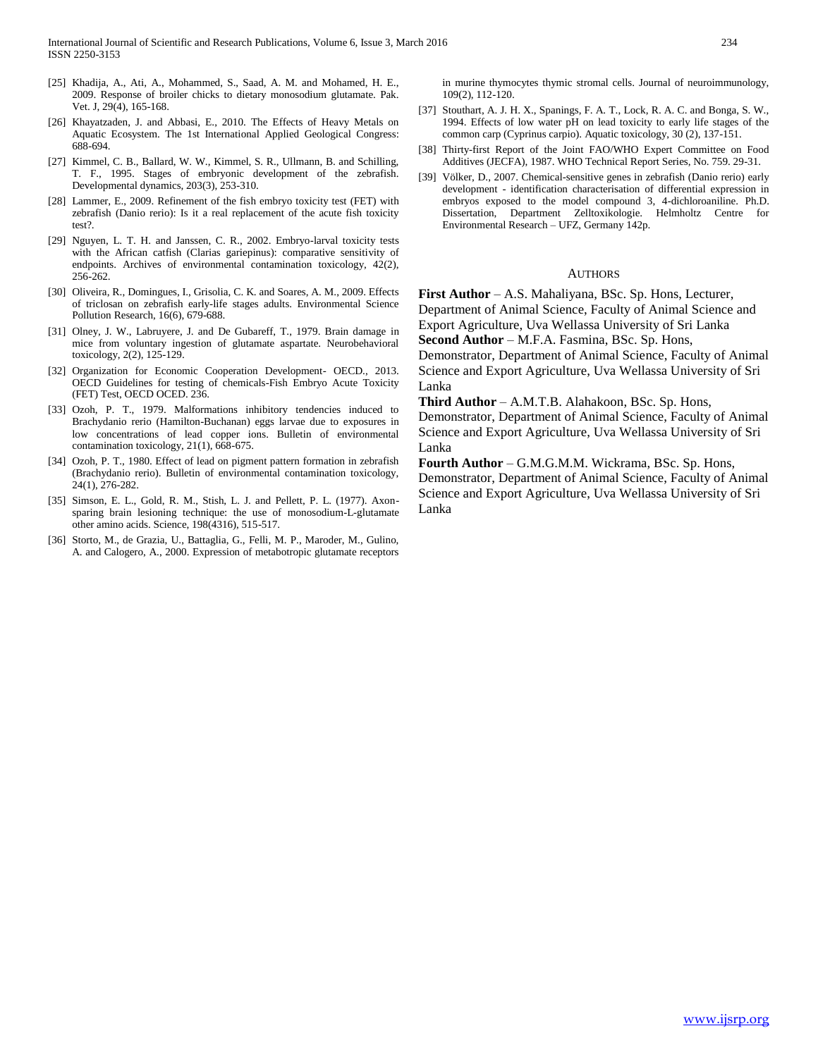[25] Khadija, A., Ati, A., Mohammed, S., Saad, A. M. and Mohamed, H. E., 2009. Response of broiler chicks to dietary monosodium glutamate. Pak. Vet. J, 29(4), 165-168.

[26] Khayatzaden, J. and Abbasi, E., 2010. The Effects of Heavy Metals on Aquatic Ecosystem. The 1st International Applied Geological Congress: 688-694.

[27] Kimmel, C. B., Ballard, W. W., Kimmel, S. R., Ullmann, B. and Schilling, T. F., 1995. Stages of embryonic development of the zebrafish. Developmental dynamics, 203(3), 253-310.

[28] Lammer, E., 2009. Refinement of the fish embryo toxicity test (FET) with zebrafish (Danio rerio): Is it a real replacement of the acute fish toxicity test?.

[29] Nguyen, L. T. H. and Janssen, C. R., 2002. Embryo-larval toxicity tests with the African catfish (Clarias gariepinus): comparative sensitivity of endpoints. Archives of environmental contamination toxicology, 42(2), 256-262.

[30] Oliveira, R., Domingues, I., Grisolia, C. K. and Soares, A. M., 2009. Effects of triclosan on zebrafish early-life stages adults. Environmental Science Pollution Research, 16(6), 679-688.

[31] Olney, J. W., Labruyere, J. and De Gubareff, T., 1979. Brain damage in mice from voluntary ingestion of glutamate aspartate. Neurobehavioral toxicology, 2(2), 125-129.

[32] Organization for Economic Cooperation Development- OECD., 2013. OECD Guidelines for testing of chemicals-Fish Embryo Acute Toxicity (FET) Test, OECD OCED. 236.

[33] Ozoh, P. T., 1979. Malformations inhibitory tendencies induced to Brachydanio rerio (Hamilton-Buchanan) eggs larvae due to exposures in low concentrations of lead copper ions. Bulletin of environmental contamination toxicology, 21(1), 668-675.

[34] Ozoh, P. T., 1980. Effect of lead on pigment pattern formation in zebrafish (Brachydanio rerio). Bulletin of environmental contamination toxicology, 24(1), 276-282.

[35] Simson, E. L., Gold, R. M., Stish, L. J. and Pellett, P. L. (1977). Axon-sparing brain lesioning technique: the use of monosodium-L-glutamate other amino acids. Science, 198(4316), 515-517.

[36] Storto, M., de Grazia, U., Battaglia, G., Felli, M. P., Maroder, M., Gulino, A. and Calogero, A., 2000. Expression of metabotropic glutamate receptors in murine thymocytes thymic stromal cells. Journal of neuroimmunology, 109(2), 112-120.

[37] Stouthart, A. J. H. X., Spanings, F. A. T., Lock, R. A. C. and Bonga, S. W., 1994. Effects of low water pH on lead toxicity to early life stages of the common carp (Cyprinus carpio). Aquatic toxicology, 30 (2), 137-151.

[38] Thirty-first Report of the Joint FAO/WHO Expert Committee on Food Additives (JECFA), 1987. WHO Technical Report Series, No. 759. 29-31.

[39] Völker, D., 2007. Chemical-sensitive genes in zebrafish (Danio rerio) early development - identification characterisation of differential expression in embryos exposed to the model compound 3, 4-dichloroaniline. Ph.D. Dissertation, Department Zelltoxikologie. Helmholtz Centre for Environmental Research – UFZ, Germany 142p.

## AUTHORS

**First Author** – A.S. Mahaliyana, BSc. Sp. Hons, Lecturer, Department of Animal Science, Faculty of Animal Science and Export Agriculture, Uva Wellassa University of Sri Lanka

**Second Author** – M.F.A. Fasmina, BSc. Sp. Hons, Demonstrator, Department of Animal Science, Faculty of Animal Science and Export Agriculture, Uva Wellassa University of Sri Lanka

**Third Author** – A.M.T.B. Alahakoon, BSc. Sp. Hons, Demonstrator, Department of Animal Science, Faculty of Animal Science and Export Agriculture, Uva Wellassa University of Sri Lanka

**Fourth Author** – G.M.G.M.M. Wickrama, BSc. Sp. Hons, Demonstrator, Department of Animal Science, Faculty of Animal Science and Export Agriculture, Uva Wellassa University of Sri Lanka